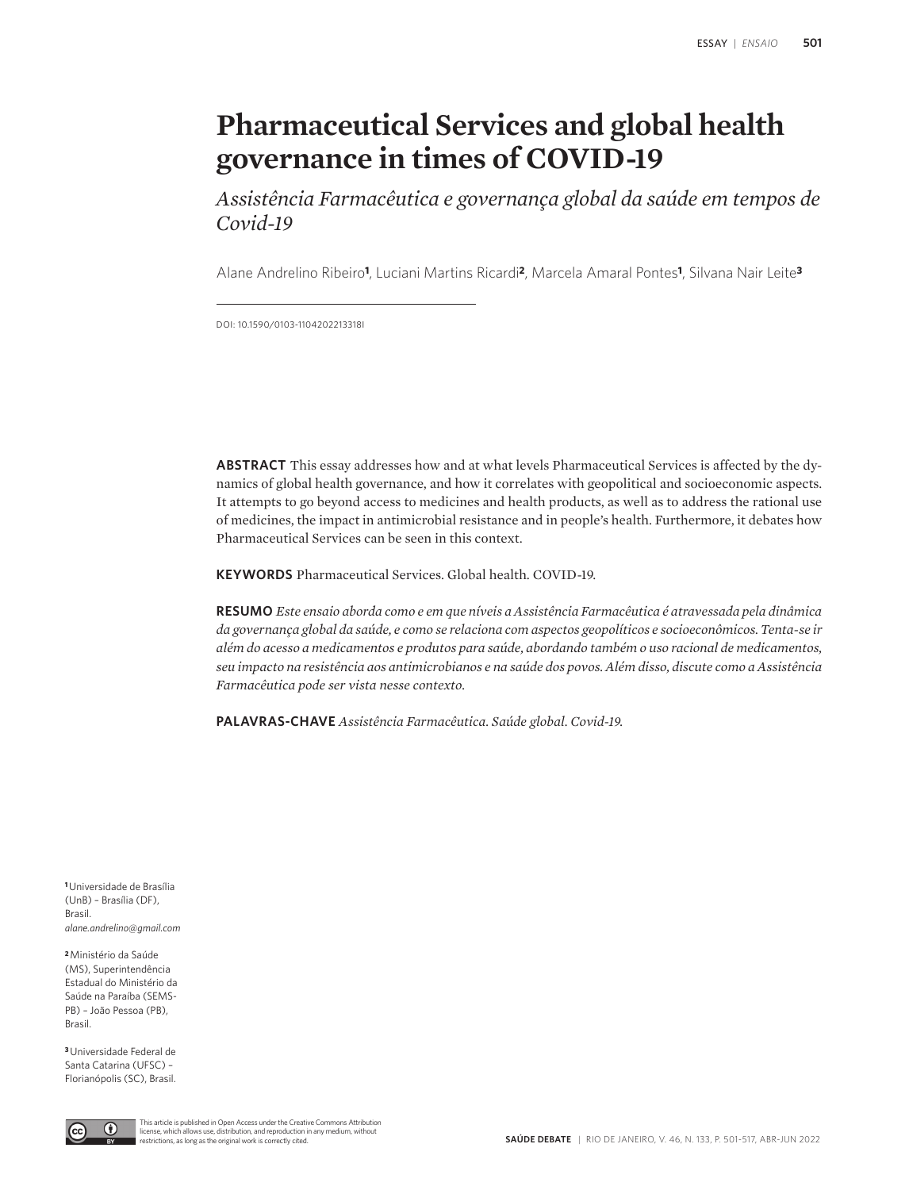# Pharmaceutical Services and global health governance in times of COVID-19

*Assistência Farmacêutica e governança global da saúde em tempos de Covid-19*

Alane Andrelino Ribeiro[1], Luciani Martins Ricardi[2], Marcela Amaral Pontes[1], Silvana Nair Leite[3]

DOI: 10.1590/0103-1104202213318I

**ABSTRACT** This essay addresses how and at what levels Pharmaceutical Services is affected by the dynamics of global health governance, and how it correlates with geopolitical and socioeconomic aspects. It attempts to go beyond access to medicines and health products, as well as to address the rational use of medicines, the impact in antimicrobial resistance and in people's health. Furthermore, it debates how Pharmaceutical Services can be seen in this context.

**KEYWORDS** Pharmaceutical Services. Global health. COVID-19.

**RESUMO** *Este ensaio aborda como e em que níveis a Assistência Farmacêutica é atravessada pela dinâmica da governança global da saúde, e como se relaciona com aspectos geopolíticos e socioeconômicos. Tenta-se ir além do acesso a medicamentos e produtos para saúde, abordando também o uso racional de medicamentos, seu impacto na resistência aos antimicrobianos e na saúde dos povos. Além disso, discute como a Assistência Farmacêutica pode ser vista nesse contexto.*

**PALAVRAS-CHAVE** *Assistência Farmacêutica. Saúde global. Covid-19.*

[1] Universidade de Brasília (UnB) – Brasília (DF), Brasil.
*alane.andrelino@gmail.com*

[2] Ministério da Saúde (MS), Superintendência Estadual do Ministério da Saúde na Paraíba (SEMS-PB) – João Pessoa (PB), Brasil.

[3] Universidade Federal de Santa Catarina (UFSC) – Florianópolis (SC), Brasil.

This article is published in Open Access under the Creative Commons Attribution license, which allows use, distribution, and reproduction in any medium, without restrictions, as long as the original work is correctly cited.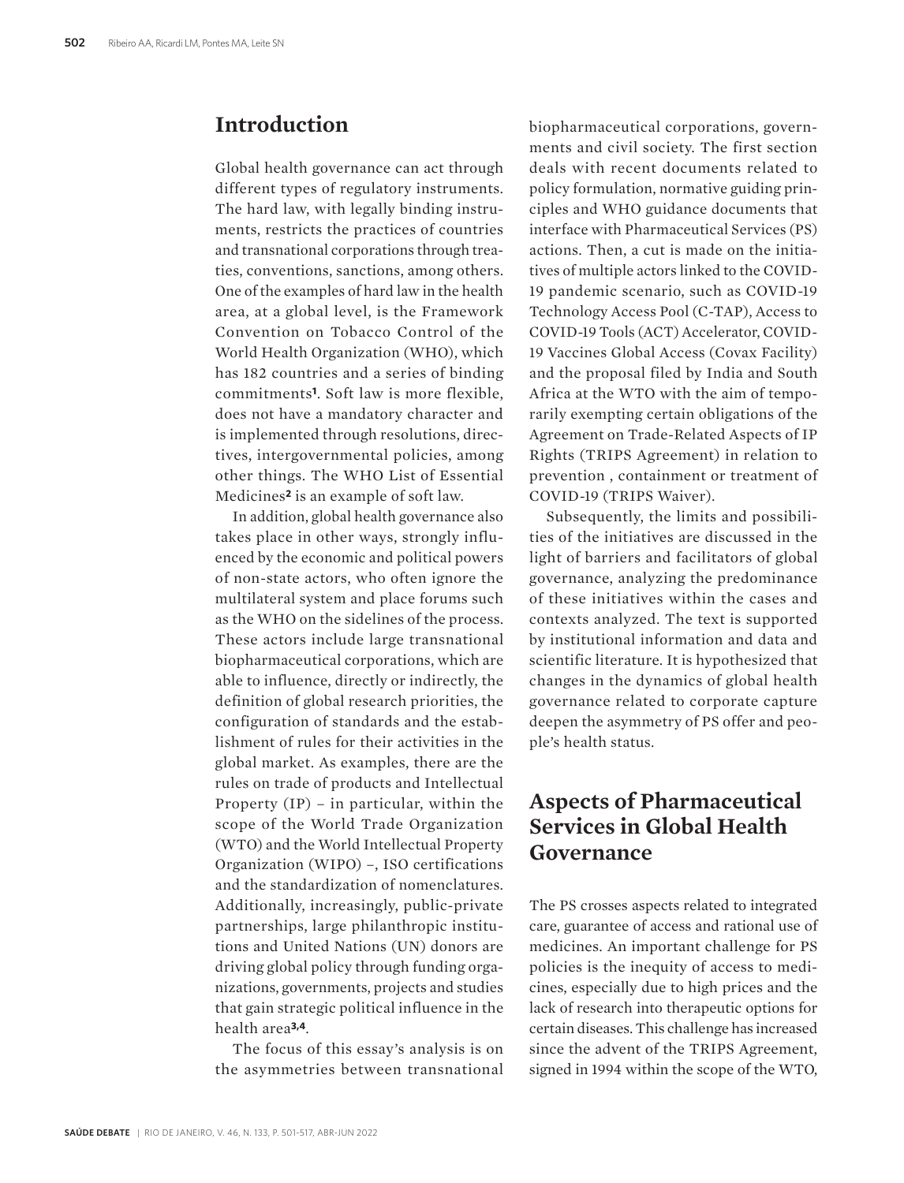## Introduction

Global health governance can act through different types of regulatory instruments. The hard law, with legally binding instruments, restricts the practices of countries and transnational corporations through treaties, conventions, sanctions, among others. One of the examples of hard law in the health area, at a global level, is the Framework Convention on Tobacco Control of the World Health Organization (WHO), which has 182 countries and a series of binding commitments[1]. Soft law is more flexible, does not have a mandatory character and is implemented through resolutions, directives, intergovernmental policies, among other things. The WHO List of Essential Medicines[2] is an example of soft law.

In addition, global health governance also takes place in other ways, strongly influenced by the economic and political powers of non-state actors, who often ignore the multilateral system and place forums such as the WHO on the sidelines of the process. These actors include large transnational biopharmaceutical corporations, which are able to influence, directly or indirectly, the definition of global research priorities, the configuration of standards and the establishment of rules for their activities in the global market. As examples, there are the rules on trade of products and Intellectual Property (IP) – in particular, within the scope of the World Trade Organization (WTO) and the World Intellectual Property Organization (WIPO) –, ISO certifications and the standardization of nomenclatures. Additionally, increasingly, public-private partnerships, large philanthropic institutions and United Nations (UN) donors are driving global policy through funding organizations, governments, projects and studies that gain strategic political influence in the health area[3,4].

The focus of this essay's analysis is on the asymmetries between transnational biopharmaceutical corporations, governments and civil society. The first section deals with recent documents related to policy formulation, normative guiding principles and WHO guidance documents that interface with Pharmaceutical Services (PS) actions. Then, a cut is made on the initiatives of multiple actors linked to the COVID-19 pandemic scenario, such as COVID-19 Technology Access Pool (C-TAP), Access to COVID-19 Tools (ACT) Accelerator, COVID-19 Vaccines Global Access (Covax Facility) and the proposal filed by India and South Africa at the WTO with the aim of temporarily exempting certain obligations of the Agreement on Trade-Related Aspects of IP Rights (TRIPS Agreement) in relation to prevention , containment or treatment of COVID-19 (TRIPS Waiver).

Subsequently, the limits and possibilities of the initiatives are discussed in the light of barriers and facilitators of global governance, analyzing the predominance of these initiatives within the cases and contexts analyzed. The text is supported by institutional information and data and scientific literature. It is hypothesized that changes in the dynamics of global health governance related to corporate capture deepen the asymmetry of PS offer and people's health status.

## Aspects of Pharmaceutical Services in Global Health Governance

The PS crosses aspects related to integrated care, guarantee of access and rational use of medicines. An important challenge for PS policies is the inequity of access to medicines, especially due to high prices and the lack of research into therapeutic options for certain diseases. This challenge has increased since the advent of the TRIPS Agreement, signed in 1994 within the scope of the WTO,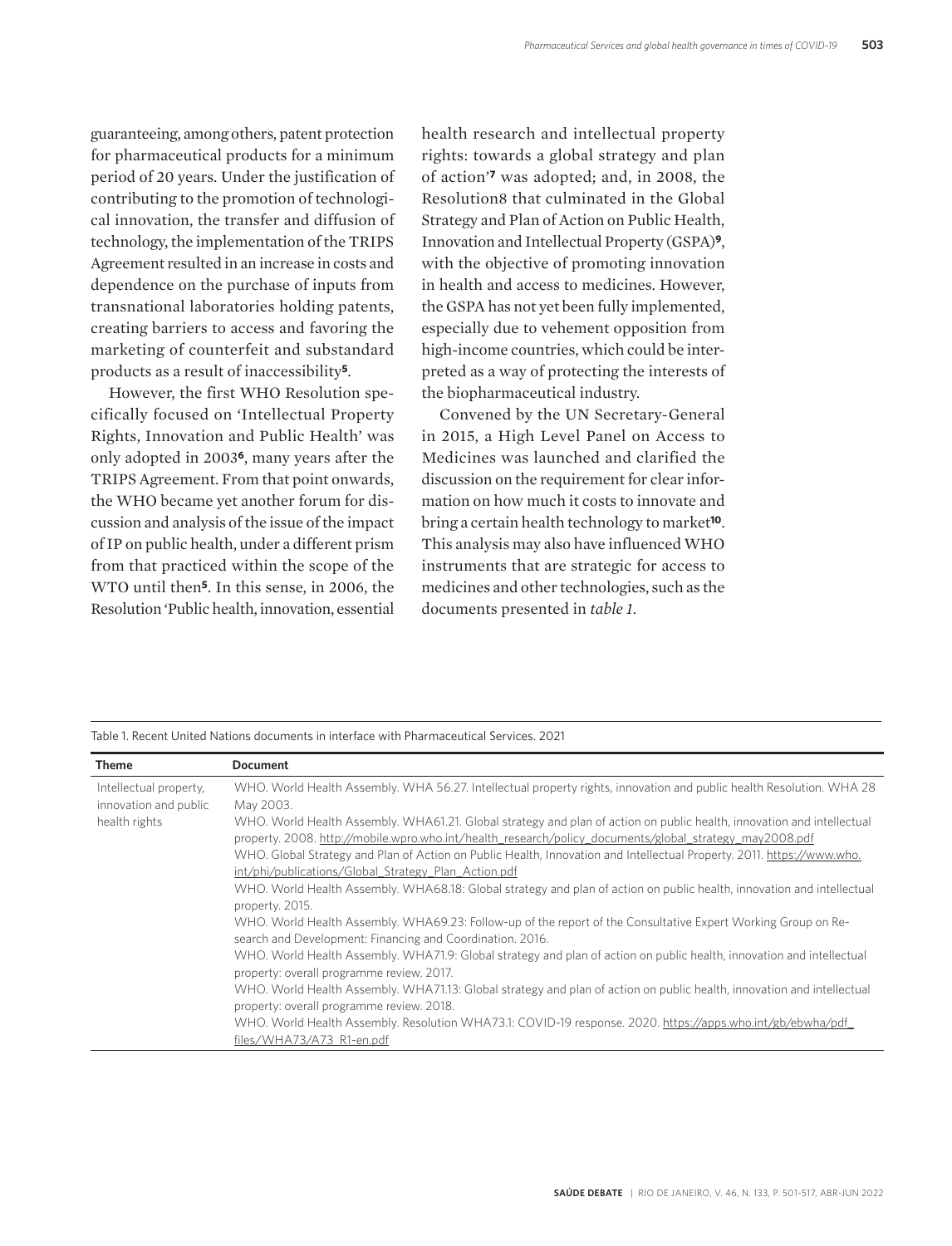guaranteeing, among others, patent protection for pharmaceutical products for a minimum period of 20 years. Under the justification of contributing to the promotion of technological innovation, the transfer and diffusion of technology, the implementation of the TRIPS Agreement resulted in an increase in costs and dependence on the purchase of inputs from transnational laboratories holding patents, creating barriers to access and favoring the marketing of counterfeit and substandard products as a result of inaccessibility[5].

However, the first WHO Resolution specifically focused on 'Intellectual Property Rights, Innovation and Public Health' was only adopted in 2003[6], many years after the TRIPS Agreement. From that point onwards, the WHO became yet another forum for discussion and analysis of the issue of the impact of IP on public health, under a different prism from that practiced within the scope of the WTO until then[5]. In this sense, in 2006, the Resolution 'Public health, innovation, essential health research and intellectual property rights: towards a global strategy and plan of action'[7] was adopted; and, in 2008, the Resolution8 that culminated in the Global Strategy and Plan of Action on Public Health, Innovation and Intellectual Property (GSPA)[9], with the objective of promoting innovation in health and access to medicines. However, the GSPA has not yet been fully implemented, especially due to vehement opposition from high-income countries, which could be interpreted as a way of protecting the interests of the biopharmaceutical industry.

Convened by the UN Secretary-General in 2015, a High Level Panel on Access to Medicines was launched and clarified the discussion on the requirement for clear information on how much it costs to innovate and bring a certain health technology to market[10]. This analysis may also have influenced WHO instruments that are strategic for access to medicines and other technologies, such as the documents presented in *table 1*.

Table 1. Recent United Nations documents in interface with Pharmaceutical Services. 2021

| Theme | Document |
|---|---|
| Intellectual property, innovation and public health rights | WHO. World Health Assembly. WHA 56.27. Intellectual property rights, innovation and public health Resolution. WHA 28 May 2003. |
| | WHO. World Health Assembly. WHA61.21. Global strategy and plan of action on public health, innovation and intellectual property. 2008. http://mobile.wpro.who.int/health_research/policy_documents/global_strategy_may2008.pdf |
| | WHO. Global Strategy and Plan of Action on Public Health, Innovation and Intellectual Property. 2011. https://www.who.int/phi/publications/Global_Strategy_Plan_Action.pdf |
| | WHO. World Health Assembly. WHA68.18: Global strategy and plan of action on public health, innovation and intellectual property. 2015. |
| | WHO. World Health Assembly. WHA69.23: Follow-up of the report of the Consultative Expert Working Group on Research and Development: Financing and Coordination. 2016. |
| | WHO. World Health Assembly. WHA71.9: Global strategy and plan of action on public health, innovation and intellectual property: overall programme review. 2017. |
| | WHO. World Health Assembly. WHA71.13: Global strategy and plan of action on public health, innovation and intellectual property: overall programme review. 2018. |
| | WHO. World Health Assembly. Resolution WHA73.1: COVID-19 response. 2020. https://apps.who.int/gb/ebwha/pdf_files/WHA73/A73_R1-en.pdf |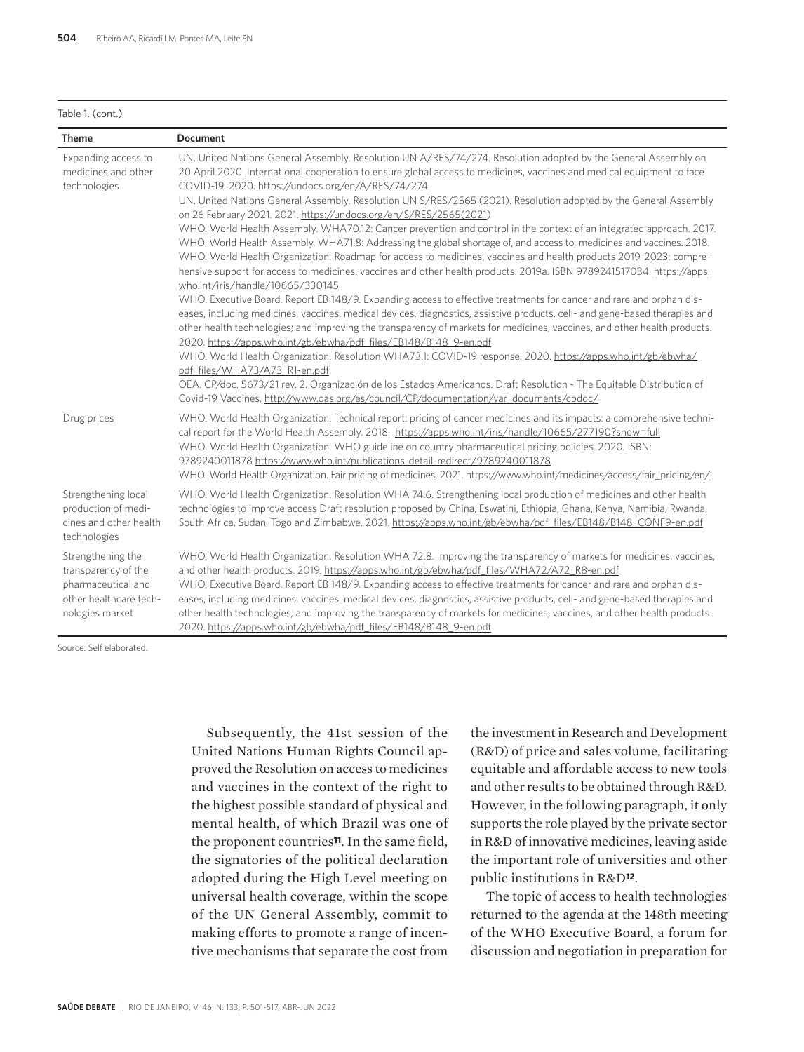Table 1. (cont.)

| Theme | Document |
| --- | --- |
| Expanding access to medicines and other technologies | UN. United Nations General Assembly. Resolution UN A/RES/74/274. Resolution adopted by the General Assembly on 20 April 2020. International cooperation to ensure global access to medicines, vaccines and medical equipment to face COVID-19. 2020. https://undocs.org/en/A/RES/74/274<br>UN. United Nations General Assembly. Resolution UN S/RES/2565 (2021). Resolution adopted by the General Assembly on 26 February 2021. 2021. https://undocs.org/en/S/RES/2565(2021)<br>WHO. World Health Assembly. WHA70.12: Cancer prevention and control in the context of an integrated approach. 2017.<br>WHO. World Health Assembly. WHA71.8: Addressing the global shortage of, and access to, medicines and vaccines. 2018.<br>WHO. World Health Organization. Roadmap for access to medicines, vaccines and health products 2019-2023: comprehensive support for access to medicines, vaccines and other health products. 2019a. ISBN 9789241517034. https://apps.who.int/iris/handle/10665/330145<br>WHO. Executive Board. Report EB 148/9. Expanding access to effective treatments for cancer and rare and orphan diseases, including medicines, vaccines, medical devices, diagnostics, assistive products, cell- and gene-based therapies and other health technologies; and improving the transparency of markets for medicines, vaccines, and other health products. 2020. https://apps.who.int/gb/ebwha/pdf_files/EB148/B148_9-en.pdf<br>WHO. World Health Organization. Resolution WHA73.1: COVID-19 response. 2020. https://apps.who.int/gb/ebwha/pdf_files/WHA73/A73_R1-en.pdf<br>OEA. CP/doc. 5673/21 rev. 2. Organización de los Estados Americanos. Draft Resolution - The Equitable Distribution of Covid-19 Vaccines. http://www.oas.org/es/council/CP/documentation/var_documents/cpdoc/ |
| Drug prices | WHO. World Health Organization. Technical report: pricing of cancer medicines and its impacts: a comprehensive technical report for the World Health Assembly. 2018. https://apps.who.int/iris/handle/10665/277190?show=full<br>WHO. World Health Organization. WHO guideline on country pharmaceutical pricing policies. 2020. ISBN: 9789240011878 https://www.who.int/publications-detail-redirect/9789240011878<br>WHO. World Health Organization. Fair pricing of medicines. 2021. https://www.who.int/medicines/access/fair_pricing/en/ |
| Strengthening local production of medicines and other health technologies | WHO. World Health Organization. Resolution WHA 74.6. Strengthening local production of medicines and other health technologies to improve access Draft resolution proposed by China, Eswatini, Ethiopia, Ghana, Kenya, Namibia, Rwanda, South Africa, Sudan, Togo and Zimbabwe. 2021. https://apps.who.int/gb/ebwha/pdf_files/EB148/B148_CONF9-en.pdf |
| Strengthening the transparency of the pharmaceutical and other healthcare technologies market | WHO. World Health Organization. Resolution WHA 72.8. Improving the transparency of markets for medicines, vaccines, and other health products. 2019. https://apps.who.int/gb/ebwha/pdf_files/WHA72/A72_R8-en.pdf<br>WHO. Executive Board. Report EB 148/9. Expanding access to effective treatments for cancer and rare and orphan diseases, including medicines, vaccines, medical devices, diagnostics, assistive products, cell- and gene-based therapies and other health technologies; and improving the transparency of markets for medicines, vaccines, and other health products. 2020. https://apps.who.int/gb/ebwha/pdf_files/EB148/B148_9-en.pdf |

Source: Self elaborated.

Subsequently, the 41st session of the United Nations Human Rights Council approved the Resolution on access to medicines and vaccines in the context of the right to the highest possible standard of physical and mental health, of which Brazil was one of the proponent countries[11]. In the same field, the signatories of the political declaration adopted during the High Level meeting on universal health coverage, within the scope of the UN General Assembly, commit to making efforts to promote a range of incentive mechanisms that separate the cost from the investment in Research and Development (R&D) of price and sales volume, facilitating equitable and affordable access to new tools and other results to be obtained through R&D. However, in the following paragraph, it only supports the role played by the private sector in R&D of innovative medicines, leaving aside the important role of universities and other public institutions in R&D[12].

The topic of access to health technologies returned to the agenda at the 148th meeting of the WHO Executive Board, a forum for discussion and negotiation in preparation for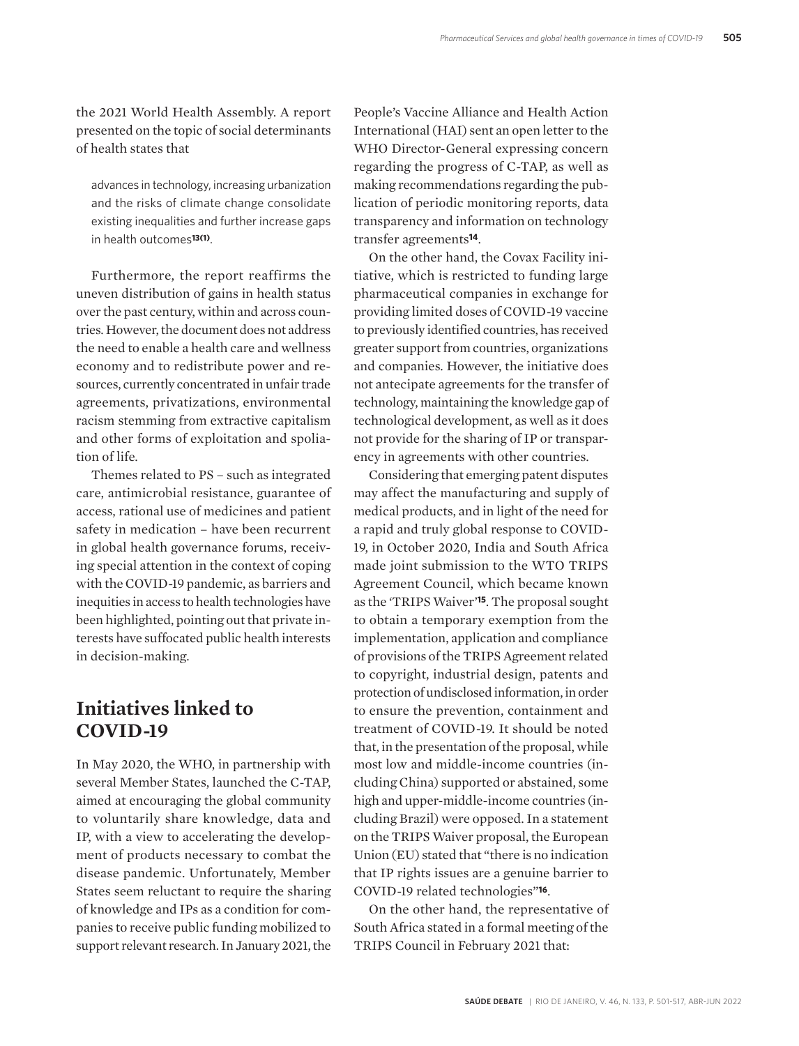the 2021 World Health Assembly. A report presented on the topic of social determinants of health states that

> advances in technology, increasing urbanization and the risks of climate change consolidate existing inequalities and further increase gaps in health outcomes[13(1)].

Furthermore, the report reaffirms the uneven distribution of gains in health status over the past century, within and across countries. However, the document does not address the need to enable a health care and wellness economy and to redistribute power and resources, currently concentrated in unfair trade agreements, privatizations, environmental racism stemming from extractive capitalism and other forms of exploitation and spoliation of life.

Themes related to PS – such as integrated care, antimicrobial resistance, guarantee of access, rational use of medicines and patient safety in medication – have been recurrent in global health governance forums, receiving special attention in the context of coping with the COVID-19 pandemic, as barriers and inequities in access to health technologies have been highlighted, pointing out that private interests have suffocated public health interests in decision-making.

## Initiatives linked to COVID-19

In May 2020, the WHO, in partnership with several Member States, launched the C-TAP, aimed at encouraging the global community to voluntarily share knowledge, data and IP, with a view to accelerating the development of products necessary to combat the disease pandemic. Unfortunately, Member States seem reluctant to require the sharing of knowledge and IPs as a condition for companies to receive public funding mobilized to support relevant research. In January 2021, the People's Vaccine Alliance and Health Action International (HAI) sent an open letter to the WHO Director-General expressing concern regarding the progress of C-TAP, as well as making recommendations regarding the publication of periodic monitoring reports, data transparency and information on technology transfer agreements[14].

On the other hand, the Covax Facility initiative, which is restricted to funding large pharmaceutical companies in exchange for providing limited doses of COVID-19 vaccine to previously identified countries, has received greater support from countries, organizations and companies. However, the initiative does not antecipate agreements for the transfer of technology, maintaining the knowledge gap of technological development, as well as it does not provide for the sharing of IP or transparency in agreements with other countries.

Considering that emerging patent disputes may affect the manufacturing and supply of medical products, and in light of the need for a rapid and truly global response to COVID-19, in October 2020, India and South Africa made joint submission to the WTO TRIPS Agreement Council, which became known as the 'TRIPS Waiver'[15]. The proposal sought to obtain a temporary exemption from the implementation, application and compliance of provisions of the TRIPS Agreement related to copyright, industrial design, patents and protection of undisclosed information, in order to ensure the prevention, containment and treatment of COVID-19. It should be noted that, in the presentation of the proposal, while most low and middle-income countries (including China) supported or abstained, some high and upper-middle-income countries (including Brazil) were opposed. In a statement on the TRIPS Waiver proposal, the European Union (EU) stated that "there is no indication that IP rights issues are a genuine barrier to COVID-19 related technologies"[16].

On the other hand, the representative of South Africa stated in a formal meeting of the TRIPS Council in February 2021 that: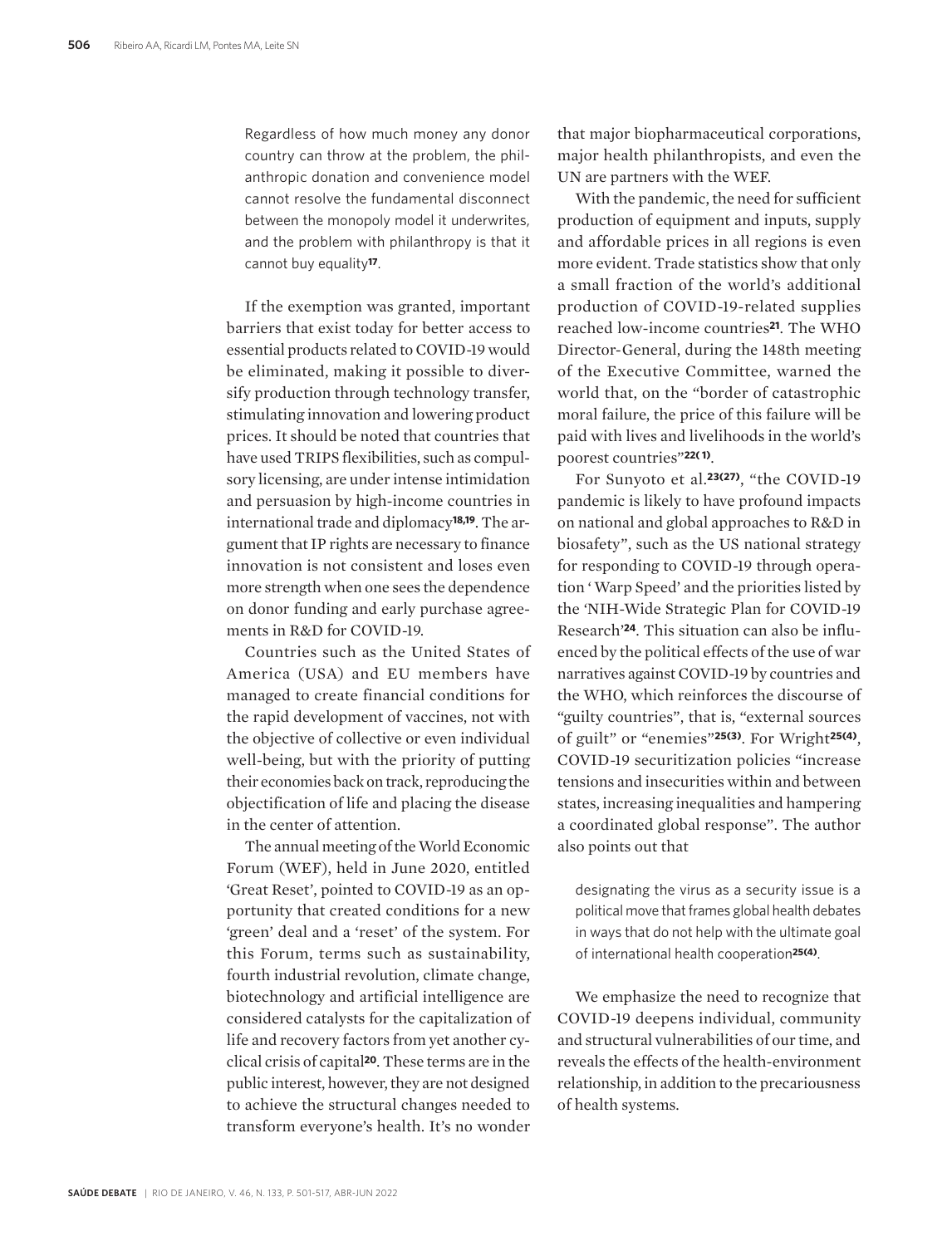> Regardless of how much money any donor country can throw at the problem, the philanthropic donation and convenience model cannot resolve the fundamental disconnect between the monopoly model it underwrites, and the problem with philanthropy is that it cannot buy equality[17].

If the exemption was granted, important barriers that exist today for better access to essential products related to COVID-19 would be eliminated, making it possible to diversify production through technology transfer, stimulating innovation and lowering product prices. It should be noted that countries that have used TRIPS flexibilities, such as compulsory licensing, are under intense intimidation and persuasion by high-income countries in international trade and diplomacy[18,19]. The argument that IP rights are necessary to finance innovation is not consistent and loses even more strength when one sees the dependence on donor funding and early purchase agreements in R&D for COVID-19.

Countries such as the United States of America (USA) and EU members have managed to create financial conditions for the rapid development of vaccines, not with the objective of collective or even individual well-being, but with the priority of putting their economies back on track, reproducing the objectification of life and placing the disease in the center of attention.

The annual meeting of the World Economic Forum (WEF), held in June 2020, entitled 'Great Reset', pointed to COVID-19 as an opportunity that created conditions for a new 'green' deal and a 'reset' of the system. For this Forum, terms such as sustainability, fourth industrial revolution, climate change, biotechnology and artificial intelligence are considered catalysts for the capitalization of life and recovery factors from yet another cyclical crisis of capital[20]. These terms are in the public interest, however, they are not designed to achieve the structural changes needed to transform everyone's health. It's no wonder that major biopharmaceutical corporations, major health philanthropists, and even the UN are partners with the WEF.

With the pandemic, the need for sufficient production of equipment and inputs, supply and affordable prices in all regions is even more evident. Trade statistics show that only a small fraction of the world's additional production of COVID-19-related supplies reached low-income countries[21]. The WHO Director-General, during the 148th meeting of the Executive Committee, warned the world that, on the "border of catastrophic moral failure, the price of this failure will be paid with lives and livelihoods in the world's poorest countries"[22(1)].

For Sunyoto et al.[23(27)], "the COVID-19 pandemic is likely to have profound impacts on national and global approaches to R&D in biosafety", such as the US national strategy for responding to COVID-19 through operation ' Warp Speed' and the priorities listed by the 'NIH-Wide Strategic Plan for COVID-19 Research'[24]. This situation can also be influenced by the political effects of the use of war narratives against COVID-19 by countries and the WHO, which reinforces the discourse of "guilty countries", that is, "external sources of guilt" or "enemies"[25(3)]. For Wright[25(4)], COVID-19 securitization policies "increase tensions and insecurities within and between states, increasing inequalities and hampering a coordinated global response". The author also points out that

> designating the virus as a security issue is a political move that frames global health debates in ways that do not help with the ultimate goal of international health cooperation[25(4)].

We emphasize the need to recognize that COVID-19 deepens individual, community and structural vulnerabilities of our time, and reveals the effects of the health-environment relationship, in addition to the precariousness of health systems.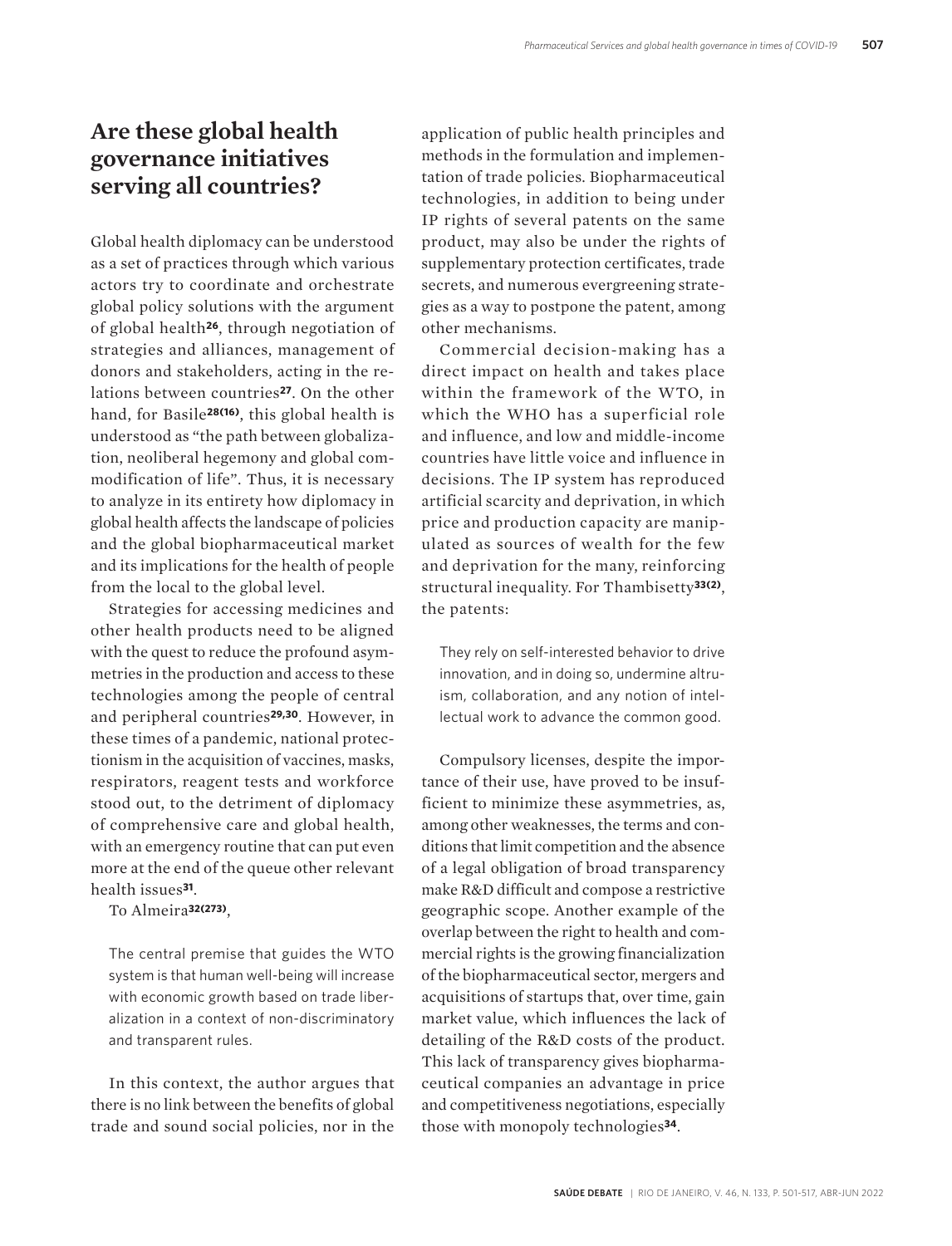## Are these global health governance initiatives serving all countries?

Global health diplomacy can be understood as a set of practices through which various actors try to coordinate and orchestrate global policy solutions with the argument of global health[26], through negotiation of strategies and alliances, management of donors and stakeholders, acting in the relations between countries[27]. On the other hand, for Basile[28(16)], this global health is understood as "the path between globalization, neoliberal hegemony and global commodification of life". Thus, it is necessary to analyze in its entirety how diplomacy in global health affects the landscape of policies and the global biopharmaceutical market and its implications for the health of people from the local to the global level.

Strategies for accessing medicines and other health products need to be aligned with the quest to reduce the profound asymmetries in the production and access to these technologies among the people of central and peripheral countries[29,30]. However, in these times of a pandemic, national protectionism in the acquisition of vaccines, masks, respirators, reagent tests and workforce stood out, to the detriment of diplomacy of comprehensive care and global health, with an emergency routine that can put even more at the end of the queue other relevant health issues[31].

To Almeira[32(273)],

> The central premise that guides the WTO system is that human well-being will increase with economic growth based on trade liberalization in a context of non-discriminatory and transparent rules.

In this context, the author argues that there is no link between the benefits of global trade and sound social policies, nor in the application of public health principles and methods in the formulation and implementation of trade policies. Biopharmaceutical technologies, in addition to being under IP rights of several patents on the same product, may also be under the rights of supplementary protection certificates, trade secrets, and numerous evergreening strategies as a way to postpone the patent, among other mechanisms.

Commercial decision-making has a direct impact on health and takes place within the framework of the WTO, in which the WHO has a superficial role and influence, and low and middle-income countries have little voice and influence in decisions. The IP system has reproduced artificial scarcity and deprivation, in which price and production capacity are manipulated as sources of wealth for the few and deprivation for the many, reinforcing structural inequality. For Thambisetty[33(2)], the patents:

> They rely on self-interested behavior to drive innovation, and in doing so, undermine altruism, collaboration, and any notion of intellectual work to advance the common good.

Compulsory licenses, despite the importance of their use, have proved to be insufficient to minimize these asymmetries, as, among other weaknesses, the terms and conditions that limit competition and the absence of a legal obligation of broad transparency make R&D difficult and compose a restrictive geographic scope. Another example of the overlap between the right to health and commercial rights is the growing financialization of the biopharmaceutical sector, mergers and acquisitions of startups that, over time, gain market value, which influences the lack of detailing of the R&D costs of the product. This lack of transparency gives biopharmaceutical companies an advantage in price and competitiveness negotiations, especially those with monopoly technologies[34].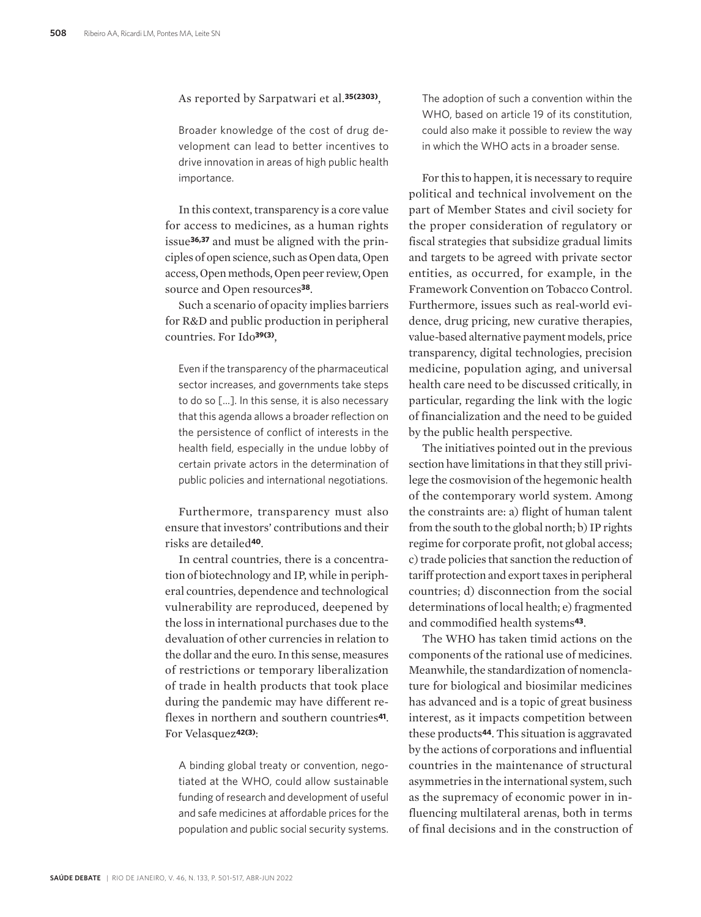As reported by Sarpatwari et al.[35(2303)],

> Broader knowledge of the cost of drug development can lead to better incentives to drive innovation in areas of high public health importance.

In this context, transparency is a core value for access to medicines, as a human rights issue[36,37] and must be aligned with the principles of open science, such as Open data, Open access, Open methods, Open peer review, Open source and Open resources[38].

Such a scenario of opacity implies barriers for R&D and public production in peripheral countries. For Ido[39(3)],

> Even if the transparency of the pharmaceutical sector increases, and governments take steps to do so [...]. In this sense, it is also necessary that this agenda allows a broader reflection on the persistence of conflict of interests in the health field, especially in the undue lobby of certain private actors in the determination of public policies and international negotiations.

Furthermore, transparency must also ensure that investors' contributions and their risks are detailed[40].

In central countries, there is a concentration of biotechnology and IP, while in peripheral countries, dependence and technological vulnerability are reproduced, deepened by the loss in international purchases due to the devaluation of other currencies in relation to the dollar and the euro. In this sense, measures of restrictions or temporary liberalization of trade in health products that took place during the pandemic may have different reflexes in northern and southern countries[41]. For Velasquez[42(3)]:

> A binding global treaty or convention, negotiated at the WHO, could allow sustainable funding of research and development of useful and safe medicines at affordable prices for the population and public social security systems. The adoption of such a convention within the WHO, based on article 19 of its constitution, could also make it possible to review the way in which the WHO acts in a broader sense.

For this to happen, it is necessary to require political and technical involvement on the part of Member States and civil society for the proper consideration of regulatory or fiscal strategies that subsidize gradual limits and targets to be agreed with private sector entities, as occurred, for example, in the Framework Convention on Tobacco Control. Furthermore, issues such as real-world evidence, drug pricing, new curative therapies, value-based alternative payment models, price transparency, digital technologies, precision medicine, population aging, and universal health care need to be discussed critically, in particular, regarding the link with the logic of financialization and the need to be guided by the public health perspective.

The initiatives pointed out in the previous section have limitations in that they still privilege the cosmovision of the hegemonic health of the contemporary world system. Among the constraints are: a) flight of human talent from the south to the global north; b) IP rights regime for corporate profit, not global access; c) trade policies that sanction the reduction of tariff protection and export taxes in peripheral countries; d) disconnection from the social determinations of local health; e) fragmented and commodified health systems[43].

The WHO has taken timid actions on the components of the rational use of medicines. Meanwhile, the standardization of nomenclature for biological and biosimilar medicines has advanced and is a topic of great business interest, as it impacts competition between these products[44]. This situation is aggravated by the actions of corporations and influential countries in the maintenance of structural asymmetries in the international system, such as the supremacy of economic power in influencing multilateral arenas, both in terms of final decisions and in the construction of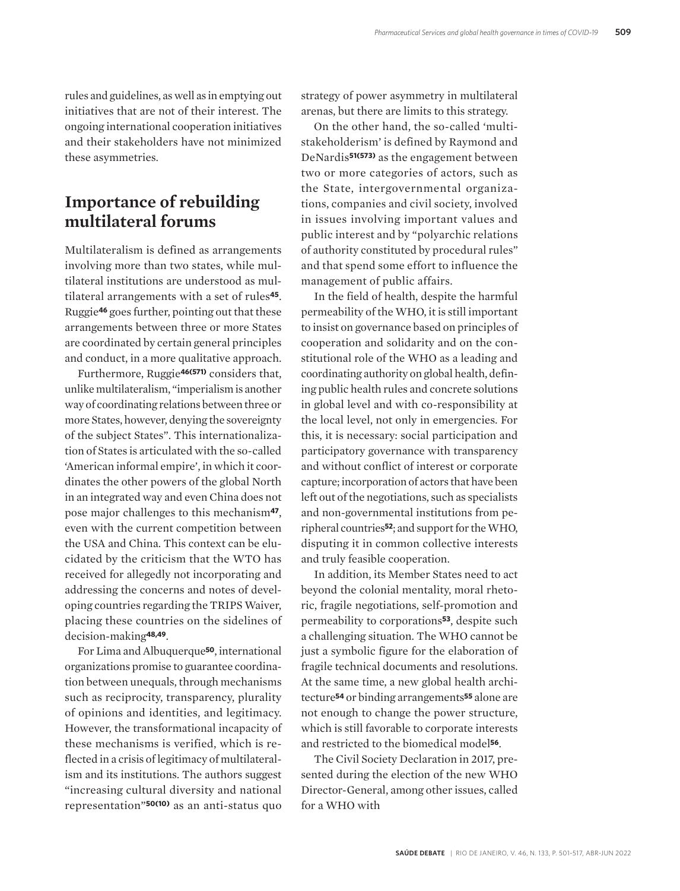rules and guidelines, as well as in emptying out initiatives that are not of their interest. The ongoing international cooperation initiatives and their stakeholders have not minimized these asymmetries.

## Importance of rebuilding multilateral forums

Multilateralism is defined as arrangements involving more than two states, while multilateral institutions are understood as multilateral arrangements with a set of rules[45]. Ruggie[46] goes further, pointing out that these arrangements between three or more States are coordinated by certain general principles and conduct, in a more qualitative approach.

Furthermore, Ruggie[46(571)] considers that, unlike multilateralism, "imperialism is another way of coordinating relations between three or more States, however, denying the sovereignty of the subject States". This internationalization of States is articulated with the so-called 'American informal empire', in which it coordinates the other powers of the global North in an integrated way and even China does not pose major challenges to this mechanism[47], even with the current competition between the USA and China. This context can be elucidated by the criticism that the WTO has received for allegedly not incorporating and addressing the concerns and notes of developing countries regarding the TRIPS Waiver, placing these countries on the sidelines of decision-making[48,49].

For Lima and Albuquerque[50], international organizations promise to guarantee coordination between unequals, through mechanisms such as reciprocity, transparency, plurality of opinions and identities, and legitimacy. However, the transformational incapacity of these mechanisms is verified, which is reflected in a crisis of legitimacy of multilateralism and its institutions. The authors suggest "increasing cultural diversity and national representation"[50(10)] as an anti-status quo strategy of power asymmetry in multilateral arenas, but there are limits to this strategy.

On the other hand, the so-called 'multistakeholderism' is defined by Raymond and DeNardis[51(573)] as the engagement between two or more categories of actors, such as the State, intergovernmental organizations, companies and civil society, involved in issues involving important values and public interest and by "polyarchic relations of authority constituted by procedural rules" and that spend some effort to influence the management of public affairs.

In the field of health, despite the harmful permeability of the WHO, it is still important to insist on governance based on principles of cooperation and solidarity and on the constitutional role of the WHO as a leading and coordinating authority on global health, defining public health rules and concrete solutions in global level and with co-responsibility at the local level, not only in emergencies. For this, it is necessary: social participation and participatory governance with transparency and without conflict of interest or corporate capture; incorporation of actors that have been left out of the negotiations, such as specialists and non-governmental institutions from peripheral countries[52]; and support for the WHO, disputing it in common collective interests and truly feasible cooperation.

In addition, its Member States need to act beyond the colonial mentality, moral rhetoric, fragile negotiations, self-promotion and permeability to corporations[53], despite such a challenging situation. The WHO cannot be just a symbolic figure for the elaboration of fragile technical documents and resolutions. At the same time, a new global health architecture[54] or binding arrangements[55] alone are not enough to change the power structure, which is still favorable to corporate interests and restricted to the biomedical model[56].

The Civil Society Declaration in 2017, presented during the election of the new WHO Director-General, among other issues, called for a WHO with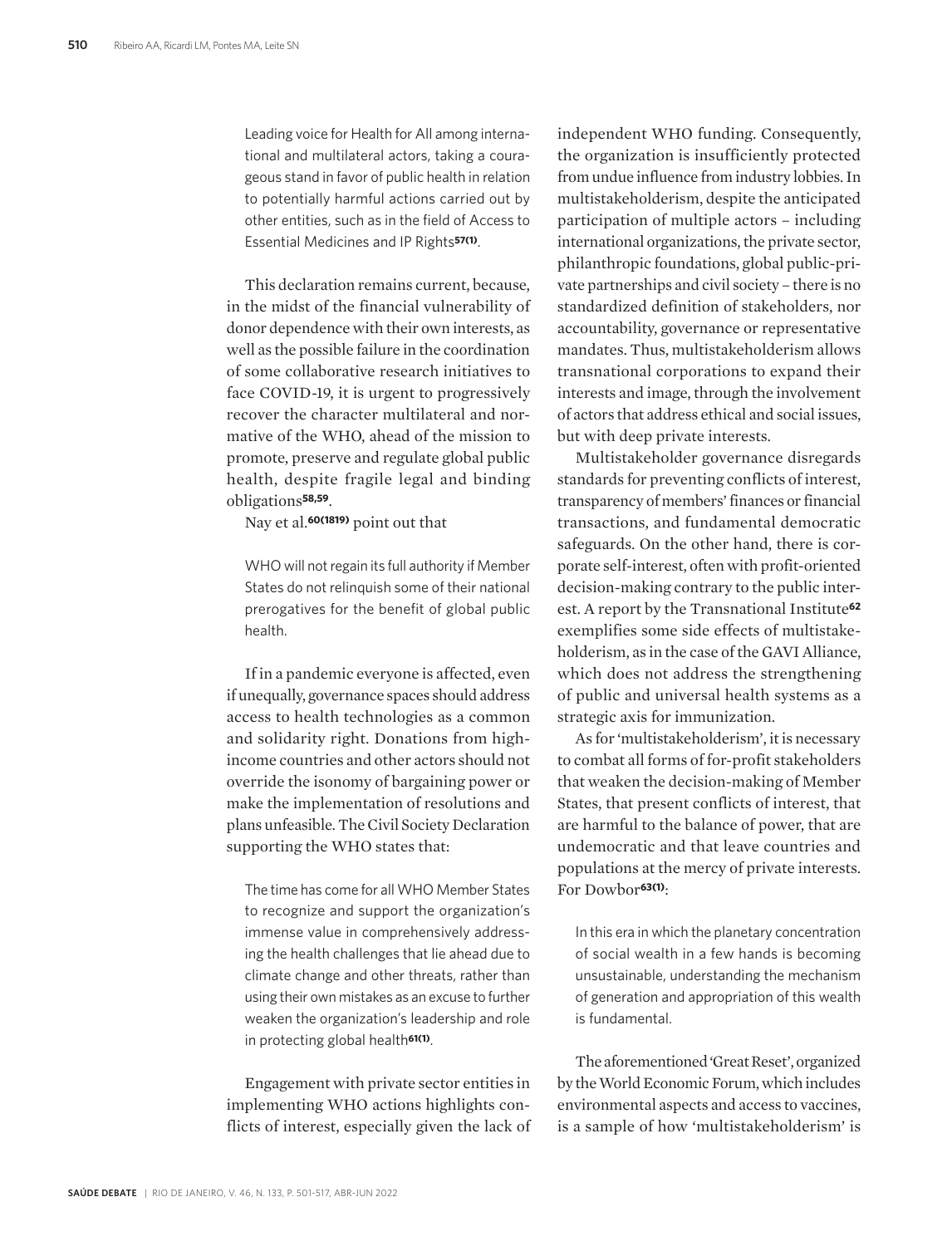> Leading voice for Health for All among international and multilateral actors, taking a courageous stand in favor of public health in relation to potentially harmful actions carried out by other entities, such as in the field of Access to Essential Medicines and IP Rights[57(1)].

This declaration remains current, because, in the midst of the financial vulnerability of donor dependence with their own interests, as well as the possible failure in the coordination of some collaborative research initiatives to face COVID-19, it is urgent to progressively recover the character multilateral and normative of the WHO, ahead of the mission to promote, preserve and regulate global public health, despite fragile legal and binding obligations[58,59].

Nay et al.[60(1819)] point out that

> WHO will not regain its full authority if Member States do not relinquish some of their national prerogatives for the benefit of global public health.

If in a pandemic everyone is affected, even if unequally, governance spaces should address access to health technologies as a common and solidarity right. Donations from high-income countries and other actors should not override the isonomy of bargaining power or make the implementation of resolutions and plans unfeasible. The Civil Society Declaration supporting the WHO states that:

> The time has come for all WHO Member States to recognize and support the organization's immense value in comprehensively addressing the health challenges that lie ahead due to climate change and other threats, rather than using their own mistakes as an excuse to further weaken the organization's leadership and role in protecting global health[61(1)].

Engagement with private sector entities in implementing WHO actions highlights conflicts of interest, especially given the lack of independent WHO funding. Consequently, the organization is insufficiently protected from undue influence from industry lobbies. In multistakeholderism, despite the anticipated participation of multiple actors – including international organizations, the private sector, philanthropic foundations, global public-private partnerships and civil society – there is no standardized definition of stakeholders, nor accountability, governance or representative mandates. Thus, multistakeholderism allows transnational corporations to expand their interests and image, through the involvement of actors that address ethical and social issues, but with deep private interests.

Multistakeholder governance disregards standards for preventing conflicts of interest, transparency of members' finances or financial transactions, and fundamental democratic safeguards. On the other hand, there is corporate self-interest, often with profit-oriented decision-making contrary to the public interest. A report by the Transnational Institute[62] exemplifies some side effects of multistakeholderism, as in the case of the GAVI Alliance, which does not address the strengthening of public and universal health systems as a strategic axis for immunization.

As for 'multistakeholderism', it is necessary to combat all forms of for-profit stakeholders that weaken the decision-making of Member States, that present conflicts of interest, that are harmful to the balance of power, that are undemocratic and that leave countries and populations at the mercy of private interests. For Dowbor[63(1)]:

> In this era in which the planetary concentration of social wealth in a few hands is becoming unsustainable, understanding the mechanism of generation and appropriation of this wealth is fundamental.

The aforementioned 'Great Reset', organized by the World Economic Forum, which includes environmental aspects and access to vaccines, is a sample of how 'multistakeholderism' is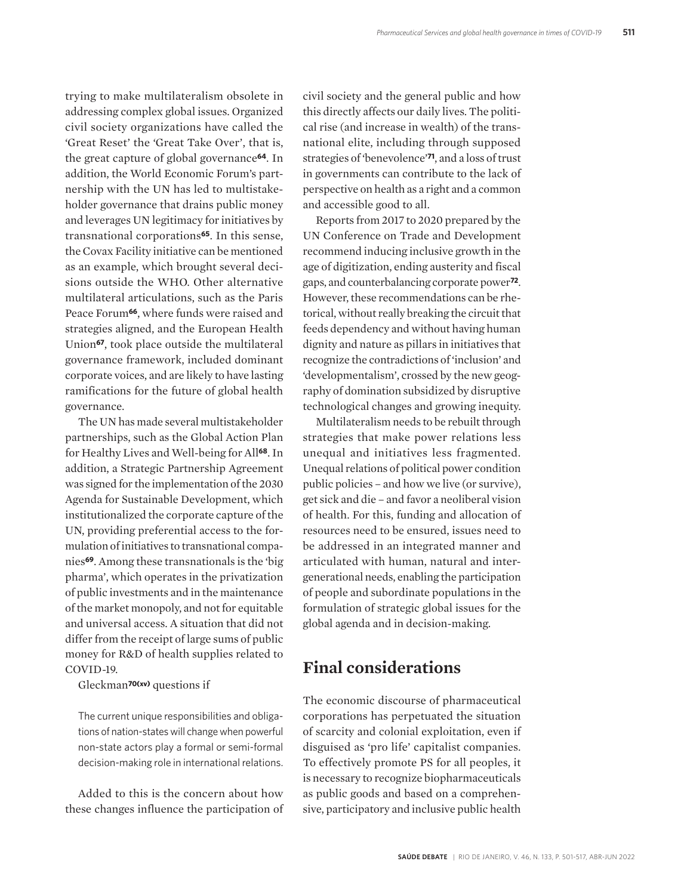trying to make multilateralism obsolete in addressing complex global issues. Organized civil society organizations have called the 'Great Reset' the 'Great Take Over', that is, the great capture of global governance[64]. In addition, the World Economic Forum's partnership with the UN has led to multistakeholder governance that drains public money and leverages UN legitimacy for initiatives by transnational corporations[65]. In this sense, the Covax Facility initiative can be mentioned as an example, which brought several decisions outside the WHO. Other alternative multilateral articulations, such as the Paris Peace Forum[66], where funds were raised and strategies aligned, and the European Health Union[67], took place outside the multilateral governance framework, included dominant corporate voices, and are likely to have lasting ramifications for the future of global health governance.

The UN has made several multistakeholder partnerships, such as the Global Action Plan for Healthy Lives and Well-being for All[68]. In addition, a Strategic Partnership Agreement was signed for the implementation of the 2030 Agenda for Sustainable Development, which institutionalized the corporate capture of the UN, providing preferential access to the formulation of initiatives to transnational companies[69]. Among these transnationals is the 'big pharma', which operates in the privatization of public investments and in the maintenance of the market monopoly, and not for equitable and universal access. A situation that did not differ from the receipt of large sums of public money for R&D of health supplies related to COVID-19.

Gleckman[70(xv)] questions if

> The current unique responsibilities and obligations of nation-states will change when powerful non-state actors play a formal or semi-formal decision-making role in international relations.

Added to this is the concern about how these changes influence the participation of civil society and the general public and how this directly affects our daily lives. The political rise (and increase in wealth) of the transnational elite, including through supposed strategies of 'benevolence'[71], and a loss of trust in governments can contribute to the lack of perspective on health as a right and a common and accessible good to all.

Reports from 2017 to 2020 prepared by the UN Conference on Trade and Development recommend inducing inclusive growth in the age of digitization, ending austerity and fiscal gaps, and counterbalancing corporate power[72]. However, these recommendations can be rhetorical, without really breaking the circuit that feeds dependency and without having human dignity and nature as pillars in initiatives that recognize the contradictions of 'inclusion' and 'developmentalism', crossed by the new geography of domination subsidized by disruptive technological changes and growing inequity.

Multilateralism needs to be rebuilt through strategies that make power relations less unequal and initiatives less fragmented. Unequal relations of political power condition public policies – and how we live (or survive), get sick and die – and favor a neoliberal vision of health. For this, funding and allocation of resources need to be ensured, issues need to be addressed in an integrated manner and articulated with human, natural and intergenerational needs, enabling the participation of people and subordinate populations in the formulation of strategic global issues for the global agenda and in decision-making.

## Final considerations

The economic discourse of pharmaceutical corporations has perpetuated the situation of scarcity and colonial exploitation, even if disguised as 'pro life' capitalist companies. To effectively promote PS for all peoples, it is necessary to recognize biopharmaceuticals as public goods and based on a comprehensive, participatory and inclusive public health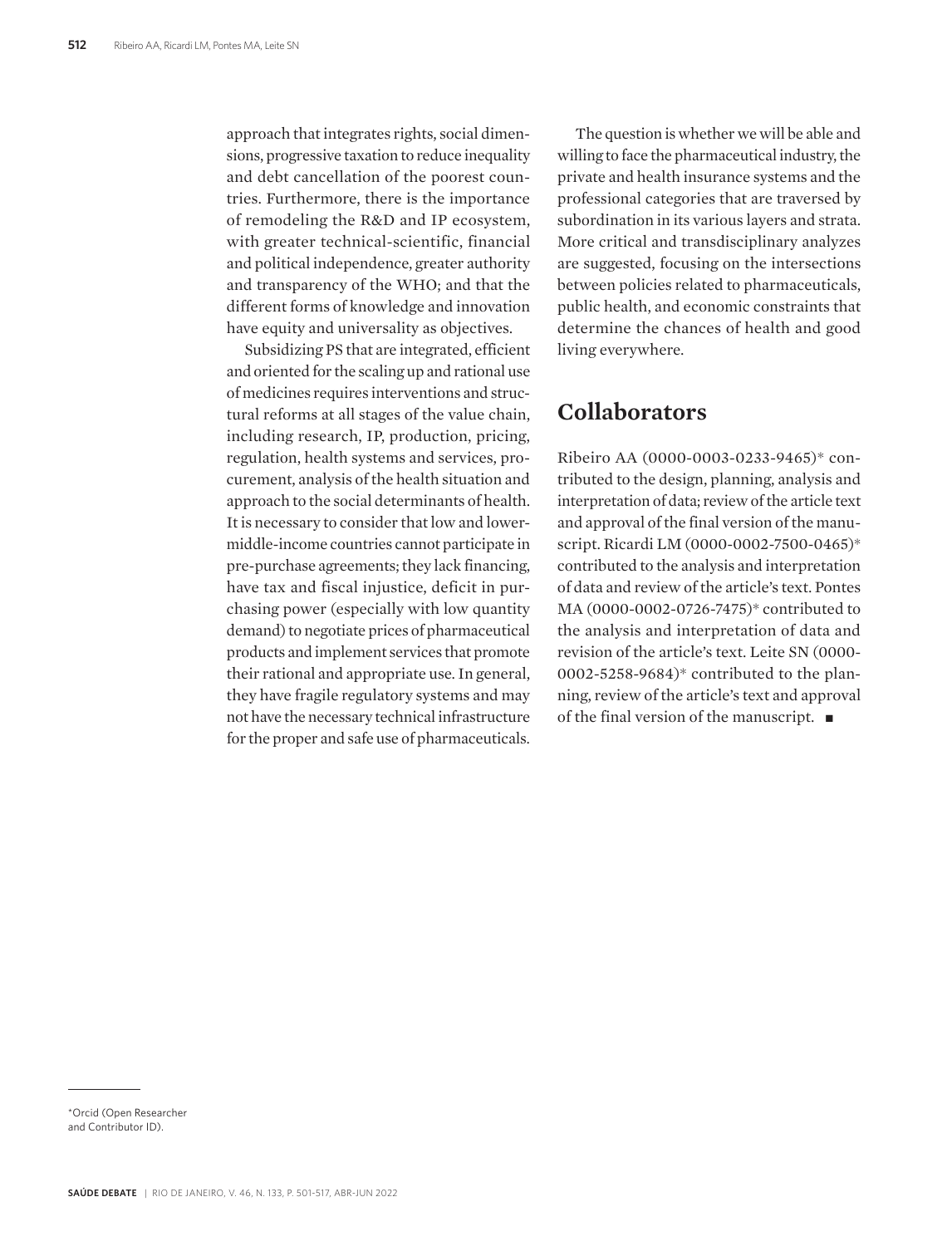approach that integrates rights, social dimensions, progressive taxation to reduce inequality and debt cancellation of the poorest countries. Furthermore, there is the importance of remodeling the R&D and IP ecosystem, with greater technical-scientific, financial and political independence, greater authority and transparency of the WHO; and that the different forms of knowledge and innovation have equity and universality as objectives.

Subsidizing PS that are integrated, efficient and oriented for the scaling up and rational use of medicines requires interventions and structural reforms at all stages of the value chain, including research, IP, production, pricing, regulation, health systems and services, procurement, analysis of the health situation and approach to the social determinants of health. It is necessary to consider that low and lower-middle-income countries cannot participate in pre-purchase agreements; they lack financing, have tax and fiscal injustice, deficit in purchasing power (especially with low quantity demand) to negotiate prices of pharmaceutical products and implement services that promote their rational and appropriate use. In general, they have fragile regulatory systems and may not have the necessary technical infrastructure for the proper and safe use of pharmaceuticals.

The question is whether we will be able and willing to face the pharmaceutical industry, the private and health insurance systems and the professional categories that are traversed by subordination in its various layers and strata. More critical and transdisciplinary analyzes are suggested, focusing on the intersections between policies related to pharmaceuticals, public health, and economic constraints that determine the chances of health and good living everywhere.

## Collaborators

Ribeiro AA (0000-0003-0233-9465)* contributed to the design, planning, analysis and interpretation of data; review of the article text and approval of the final version of the manuscript. Ricardi LM (0000-0002-7500-0465)* contributed to the analysis and interpretation of data and review of the article's text. Pontes MA (0000-0002-0726-7475)* contributed to the analysis and interpretation of data and revision of the article's text. Leite SN (0000-0002-5258-9684)* contributed to the planning, review of the article's text and approval of the final version of the manuscript. ■

*Orcid (Open Researcher and Contributor ID).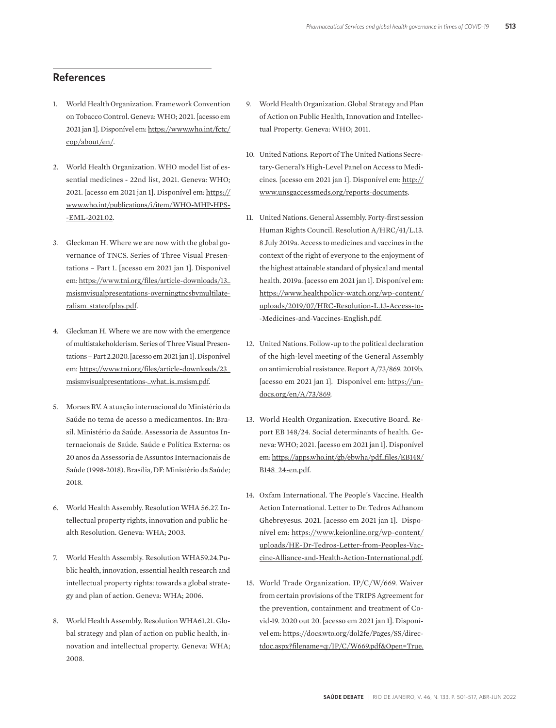## References

1. World Health Organization. Framework Convention on Tobacco Control. Geneva: WHO; 2021. [acesso em 2021 jan 1]. Disponível em: https://www.who.int/fctc/cop/about/en/.

2. World Health Organization. WHO model list of essential medicines - 22nd list, 2021. Geneva: WHO; 2021. [acesso em 2021 jan 1]. Disponível em: https://www.who.int/publications/i/item/WHO-MHP-HPS-EML-2021.02.

3. Gleckman H. Where we are now with the global governance of TNCS. Series of Three Visual Presentations – Part 1. [acesso em 2021 jan 1]. Disponível em: https://www.tni.org/files/article-downloads/13_msismvisualpresentations-overningtncsbymultilateralism_stateofplay.pdf.

4. Gleckman H. Where we are now with the emergence of multistakeholderism. Series of Three Visual Presentations – Part 2.2020. [acesso em 2021 jan 1]. Disponível em: https://www.tni.org/files/article-downloads/23_msismvisualpresentations-_what_is_msism.pdf.

5. Moraes RV. A atuação internacional do Ministério da Saúde no tema de acesso a medicamentos. In: Brasil. Ministério da Saúde. Assessoria de Assuntos Internacionais de Saúde. Saúde e Política Externa: os 20 anos da Assessoria de Assuntos Internacionais de Saúde (1998-2018). Brasília, DF: Ministério da Saúde; 2018.

6. World Health Assembly. Resolution WHA 56.27. Intellectual property rights, innovation and public health Resolution. Geneva: WHA; 2003.

7. World Health Assembly. Resolution WHA59.24.Public health, innovation, essential health research and intellectual property rights: towards a global strategy and plan of action. Geneva: WHA; 2006.

8. World Health Assembly. Resolution WHA61.21. Global strategy and plan of action on public health, innovation and intellectual property. Geneva: WHA; 2008.

9. World Health Organization. Global Strategy and Plan of Action on Public Health, Innovation and Intellectual Property. Geneva: WHO; 2011.

10. United Nations. Report of The United Nations Secretary-General's High-Level Panel on Access to Medicines. [acesso em 2021 jan 1]. Disponível em: http://www.unsgaccessmeds.org/reports-documents.

11. United Nations. General Assembly. Forty-first session Human Rights Council. Resolution A/HRC/41/L.13. 8 July 2019a. Access to medicines and vaccines in the context of the right of everyone to the enjoyment of the highest attainable standard of physical and mental health. 2019a. [acesso em 2021 jan 1]. Disponível em: https://www.healthpolicy-watch.org/wp-content/uploads/2019/07/HRC-Resolution-L.13-Access-to-Medicines-and-Vaccines-English.pdf.

12. United Nations. Follow-up to the political declaration of the high-level meeting of the General Assembly on antimicrobial resistance. Report A/73/869. 2019b. [acesso em 2021 jan 1]. Disponível em: https://undocs.org/en/A/73/869.

13. World Health Organization. Executive Board. Report EB 148/24. Social determinants of health. Geneva: WHO; 2021. [acesso em 2021 jan 1]. Disponível em: https://apps.who.int/gb/ebwha/pdf_files/EB148/B148_24-en.pdf.

14. Oxfam International. The People´s Vaccine. Health Action International. Letter to Dr. Tedros Adhanom Ghebreyesus. 2021. [acesso em 2021 jan 1]. Disponível em: https://www.keionline.org/wp-content/uploads/HE-Dr-Tedros-Letter-from-Peoples-Vaccine-Alliance-and-Health-Action-International.pdf.

15. World Trade Organization. IP/C/W/669. Waiver from certain provisions of the TRIPS Agreement for the prevention, containment and treatment of Covid-19. 2020 out 20. [acesso em 2021 jan 1]. Disponível em: https://docs.wto.org/dol2fe/Pages/SS/directdoc.aspx?filename=q:/IP/C/W669.pdf&Open=True.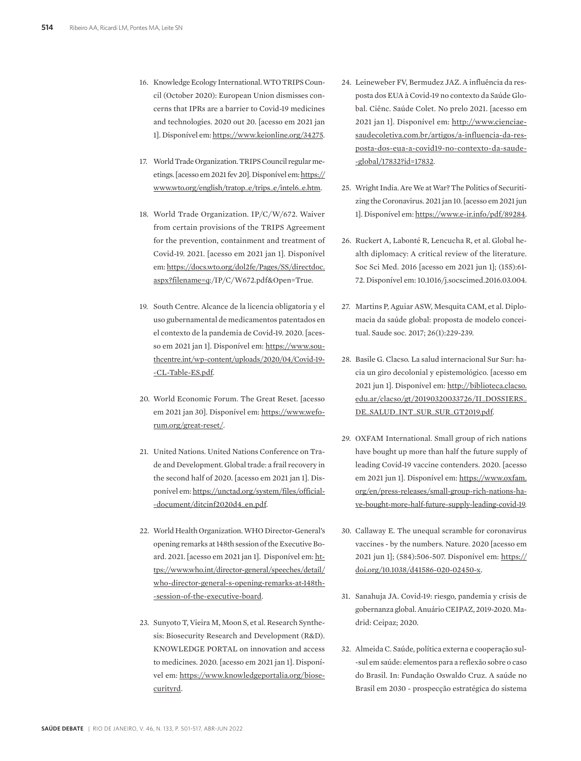16. Knowledge Ecology International. WTO TRIPS Council (October 2020): European Union dismisses concerns that IPRs are a barrier to Covid-19 medicines and technologies. 2020 out 20. [acesso em 2021 jan 1]. Disponível em: https://www.keionline.org/34275.

17. World Trade Organization. TRIPS Council regular meetings. [acesso em 2021 fev 20]. Disponível em: https://www.wto.org/english/tratop_e/trips_e/intel6_e.htm.

18. World Trade Organization. IP/C/W/672. Waiver from certain provisions of the TRIPS Agreement for the prevention, containment and treatment of Covid-19. 2021. [acesso em 2021 jan 1]. Disponível em: https://docs.wto.org/dol2fe/Pages/SS/directdoc.aspx?filename=q:/IP/C/W672.pdf&Open=True.

19. South Centre. Alcance de la licencia obligatoria y el uso gubernamental de medicamentos patentados en el contexto de la pandemia de Covid-19. 2020. [acesso em 2021 jan 1]. Disponível em: https://www.southcentre.int/wp-content/uploads/2020/04/Covid-19-CL-Table-ES.pdf.

20. World Economic Forum. The Great Reset. [acesso em 2021 jan 30]. Disponível em: https://www.weforum.org/great-reset/.

21. United Nations. United Nations Conference on Trade and Development. Global trade: a frail recovery in the second half of 2020. [acesso em 2021 jan 1]. Disponível em: https://unctad.org/system/files/official-document/ditcinf2020d4_en.pdf.

22. World Health Organization. WHO Director-General's opening remarks at 148th session of the Executive Board. 2021. [acesso em 2021 jan 1]. Disponível em: https://www.who.int/director-general/speeches/detail/who-director-general-s-opening-remarks-at-148th-session-of-the-executive-board.

23. Sunyoto T, Vieira M, Moon S, et al. Research Synthesis: Biosecurity Research and Development (R&D). KNOWLEDGE PORTAL on innovation and access to medicines. 2020. [acesso em 2021 jan 1]. Disponível em: https://www.knowledgeportalia.org/biosecurityrd.

24. Leineweber FV, Bermudez JAZ. A influência da resposta dos EUA à Covid-19 no contexto da Saúde Global. Ciênc. Saúde Colet. No prelo 2021. [acesso em 2021 jan 1]. Disponível em: http://www.cienciaesaudecoletiva.com.br/artigos/a-influencia-da-resposta-dos-eua-a-covid19-no-contexto-da-saude-global/17832?id=17832.

25. Wright India. Are We at War? The Politics of Securitizing the Coronavirus. 2021 jan 10. [acesso em 2021 jun 1]. Disponível em: https://www.e-ir.info/pdf/89284.

26. Ruckert A, Labonté R, Lencucha R, et al. Global health diplomacy: A critical review of the literature. Soc Sci Med. 2016 [acesso em 2021 jun 1]; (155):61-72. Disponível em: 10.1016/j.socscimed.2016.03.004.

27. Martins P, Aguiar ASW, Mesquita CAM, et al. Diplomacia da saúde global: proposta de modelo conceitual. Saude soc. 2017; 26(1):229-239.

28. Basile G. Clacso. La salud internacional Sur Sur: hacia un giro decolonial y epistemológico. [acesso em 2021 jan 1]. Disponível em: http://biblioteca.clacso.edu.ar/clacso/gt/20190320033726/II_DOSSIERS_DE_SALUD_INT_SUR_SUR_GT2019.pdf.

29. OXFAM International. Small group of rich nations have bought up more than half the future supply of leading Covid-19 vaccine contenders. 2020. [acesso em 2021 jun 1]. Disponível em: https://www.oxfam.org/en/press-releases/small-group-rich-nations-have-bought-more-half-future-supply-leading-covid-19.

30. Callaway E. The unequal scramble for coronavirus vaccines - by the numbers. Nature. 2020 [acesso em 2021 jun 1]; (584):506-507. Disponível em: https://doi.org/10.1038/d41586-020-02450-x.

31. Sanahuja JA. Covid-19: riesgo, pandemia y crisis de gobernanza global. Anuário CEIPAZ, 2019-2020. Madrid: Ceipaz; 2020.

32. Almeida C. Saúde, política externa e cooperação sul-sul em saúde: elementos para a reflexão sobre o caso do Brasil. In: Fundação Oswaldo Cruz. A saúde no Brasil em 2030 - prospecção estratégica do sistema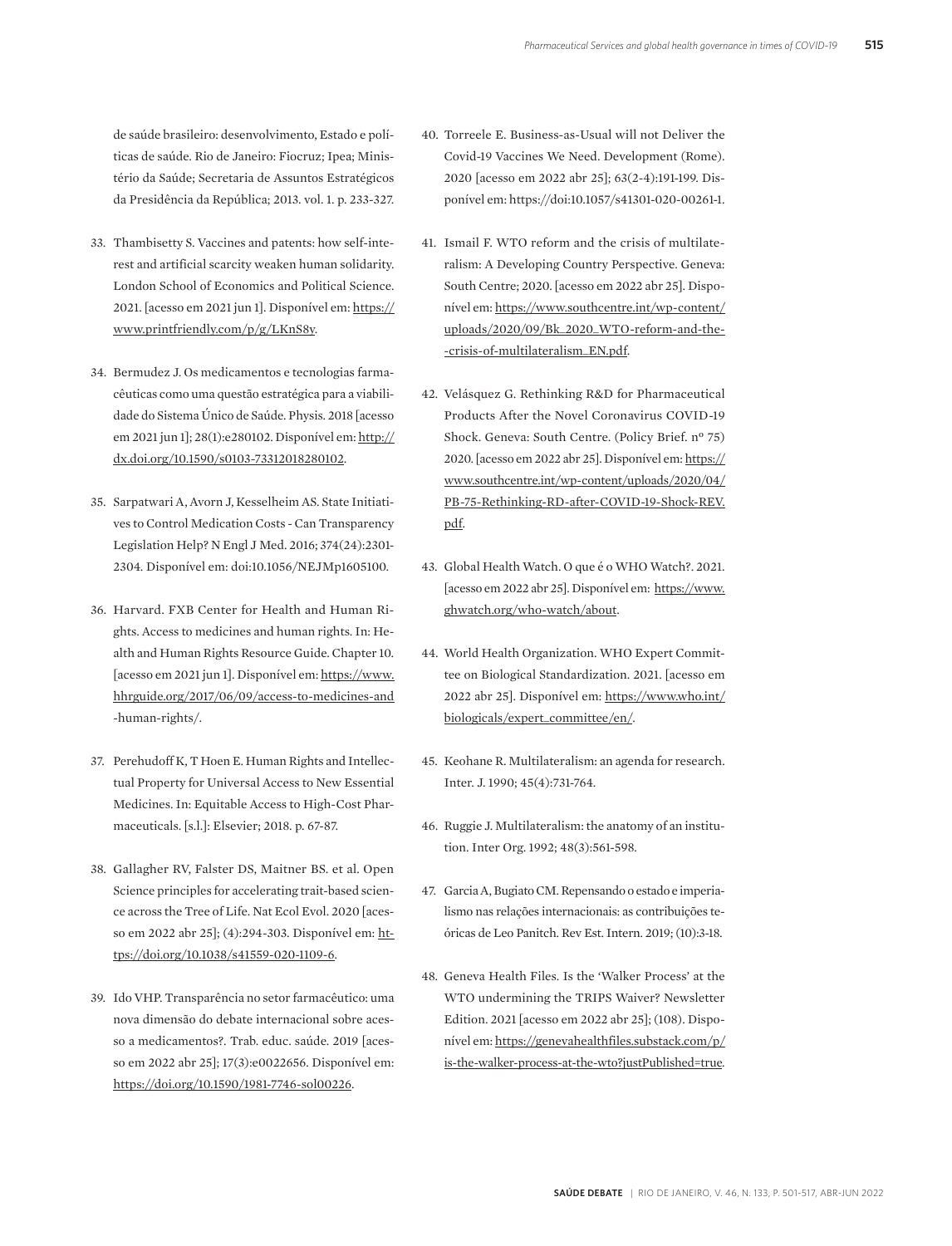de saúde brasileiro: desenvolvimento, Estado e políticas de saúde. Rio de Janeiro: Fiocruz; Ipea; Ministério da Saúde; Secretaria de Assuntos Estratégicos da Presidência da República; 2013. vol. 1. p. 233-327.

33. Thambisetty S. Vaccines and patents: how self-interest and artificial scarcity weaken human solidarity. London School of Economics and Political Science. 2021. [acesso em 2021 jun 1]. Disponível em: https://www.printfriendly.com/p/g/LKnS8y.

34. Bermudez J. Os medicamentos e tecnologias farmacêuticas como uma questão estratégica para a viabilidade do Sistema Único de Saúde. Physis. 2018 [acesso em 2021 jun 1]; 28(1):e280102. Disponível em: http://dx.doi.org/10.1590/s0103-73312018280102.

35. Sarpatwari A, Avorn J, Kesselheim AS. State Initiatives to Control Medication Costs - Can Transparency Legislation Help? N Engl J Med. 2016; 374(24):2301-2304. Disponível em: doi:10.1056/NEJMp1605100.

36. Harvard. FXB Center for Health and Human Rights. Access to medicines and human rights. In: Health and Human Rights Resource Guide. Chapter 10. [acesso em 2021 jun 1]. Disponível em: https://www.hhrguide.org/2017/06/09/access-to-medicines-and-human-rights/.

37. Perehudoff K, T Hoen E. Human Rights and Intellectual Property for Universal Access to New Essential Medicines. In: Equitable Access to High-Cost Pharmaceuticals. [s.l.]: Elsevier; 2018. p. 67-87.

38. Gallagher RV, Falster DS, Maitner BS. et al. Open Science principles for accelerating trait-based science across the Tree of Life. Nat Ecol Evol. 2020 [acesso em 2022 abr 25]; (4):294-303. Disponível em: https://doi.org/10.1038/s41559-020-1109-6.

39. Ido VHP. Transparência no setor farmacêutico: uma nova dimensão do debate internacional sobre acesso a medicamentos?. Trab. educ. saúde. 2019 [acesso em 2022 abr 25]; 17(3):e0022656. Disponível em: https://doi.org/10.1590/1981-7746-sol00226.

40. Torreele E. Business-as-Usual will not Deliver the Covid-19 Vaccines We Need. Development (Rome). 2020 [acesso em 2022 abr 25]; 63(2-4):191-199. Disponível em: https://doi:10.1057/s41301-020-00261-1.

41. Ismail F. WTO reform and the crisis of multilateralism: A Developing Country Perspective. Geneva: South Centre; 2020. [acesso em 2022 abr 25]. Disponível em: https://www.southcentre.int/wp-content/uploads/2020/09/Bk_2020_WTO-reform-and-the-crisis-of-multilateralism_EN.pdf.

42. Velásquez G. Rethinking R&D for Pharmaceutical Products After the Novel Coronavirus COVID-19 Shock. Geneva: South Centre. (Policy Brief. nº 75) 2020. [acesso em 2022 abr 25]. Disponível em: https://www.southcentre.int/wp-content/uploads/2020/04/PB-75-Rethinking-RD-after-COVID-19-Shock-REV.pdf.

43. Global Health Watch. O que é o WHO Watch?. 2021. [acesso em 2022 abr 25]. Disponível em: https://www.ghwatch.org/who-watch/about.

44. World Health Organization. WHO Expert Committee on Biological Standardization. 2021. [acesso em 2022 abr 25]. Disponível em: https://www.who.int/biologicals/expert_committee/en/.

45. Keohane R. Multilateralism: an agenda for research. Inter. J. 1990; 45(4):731-764.

46. Ruggie J. Multilateralism: the anatomy of an institution. Inter Org. 1992; 48(3):561-598.

47. Garcia A, Bugiato CM. Repensando o estado e imperialismo nas relações internacionais: as contribuições teóricas de Leo Panitch. Rev Est. Intern. 2019; (10):3-18.

48. Geneva Health Files. Is the 'Walker Process' at the WTO undermining the TRIPS Waiver? Newsletter Edition. 2021 [acesso em 2022 abr 25]; (108). Disponível em: https://genevahealthfiles.substack.com/p/is-the-walker-process-at-the-wto?justPublished=true.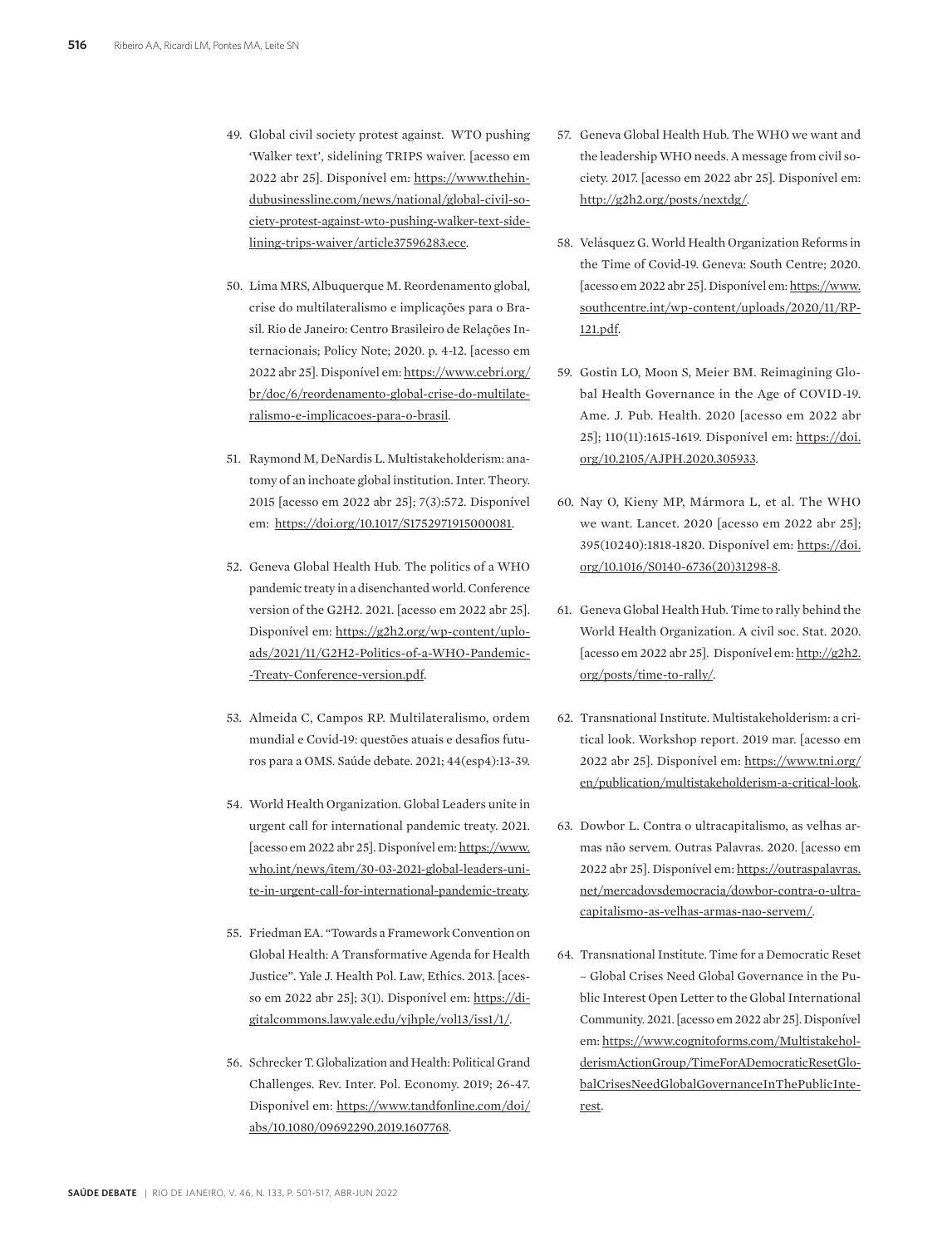49. Global civil society protest against. WTO pushing 'Walker text', sidelining TRIPS waiver. [acesso em 2022 abr 25]. Disponível em: https://www.thehindubusinessline.com/news/national/global-civil-society-protest-against-wto-pushing-walker-text-sidelining-trips-waiver/article37596283.ece.

50. Lima MRS, Albuquerque M. Reordenamento global, crise do multilateralismo e implicações para o Brasil. Rio de Janeiro: Centro Brasileiro de Relações Internacionais; Policy Note; 2020. p. 4-12. [acesso em 2022 abr 25]. Disponível em: https://www.cebri.org/br/doc/6/reordenamento-global-crise-do-multilateralismo-e-implicacoes-para-o-brasil.

51. Raymond M, DeNardis L. Multistakeholderism: anatomy of an inchoate global institution. Inter. Theory. 2015 [acesso em 2022 abr 25]; 7(3):572. Disponível em: https://doi.org/10.1017/S1752971915000081.

52. Geneva Global Health Hub. The politics of a WHO pandemic treaty in a disenchanted world. Conference version of the G2H2. 2021. [acesso em 2022 abr 25]. Disponível em: https://g2h2.org/wp-content/uploads/2021/11/G2H2-Politics-of-a-WHO-Pandemic--Treaty-Conference-version.pdf.

53. Almeida C, Campos RP. Multilateralismo, ordem mundial e Covid-19: questões atuais e desafios futuros para a OMS. Saúde debate. 2021; 44(esp4):13-39.

54. World Health Organization. Global Leaders unite in urgent call for international pandemic treaty. 2021. [acesso em 2022 abr 25]. Disponível em: https://www.who.int/news/item/30-03-2021-global-leaders-unite-in-urgent-call-for-international-pandemic-treaty.

55. Friedman EA. "Towards a Framework Convention on Global Health: A Transformative Agenda for Health Justice". Yale J. Health Pol. Law, Ethics. 2013. [acesso em 2022 abr 25]; 3(1). Disponível em: https://digitalcommons.law.yale.edu/yjhple/vol13/iss1/1/.

56. Schrecker T. Globalization and Health: Political Grand Challenges. Rev. Inter. Pol. Economy. 2019; 26-47. Disponível em: https://www.tandfonline.com/doi/abs/10.1080/09692290.2019.1607768.

57. Geneva Global Health Hub. The WHO we want and the leadership WHO needs. A message from civil society. 2017. [acesso em 2022 abr 25]. Disponível em: http://g2h2.org/posts/nextdg/.

58. Velásquez G. World Health Organization Reforms in the Time of Covid-19. Geneva: South Centre; 2020. [acesso em 2022 abr 25]. Disponível em: https://www.southcentre.int/wp-content/uploads/2020/11/RP-121.pdf.

59. Gostin LO, Moon S, Meier BM. Reimagining Global Health Governance in the Age of COVID-19. Ame. J. Pub. Health. 2020 [acesso em 2022 abr 25]; 110(11):1615-1619. Disponível em: https://doi.org/10.2105/AJPH.2020.305933.

60. Nay O, Kieny MP, Mármora L, et al. The WHO we want. Lancet. 2020 [acesso em 2022 abr 25]; 395(10240):1818-1820. Disponível em: https://doi.org/10.1016/S0140-6736(20)31298-8.

61. Geneva Global Health Hub. Time to rally behind the World Health Organization. A civil soc. Stat. 2020. [acesso em 2022 abr 25]. Disponível em: http://g2h2.org/posts/time-to-rally/.

62. Transnational Institute. Multistakeholderism: a critical look. Workshop report. 2019 mar. [acesso em 2022 abr 25]. Disponível em: https://www.tni.org/en/publication/multistakeholderism-a-critical-look.

63. Dowbor L. Contra o ultracapitalismo, as velhas armas não servem. Outras Palavras. 2020. [acesso em 2022 abr 25]. Disponível em: https://outraspalavras.net/mercadovsdemocracia/dowbor-contra-o-ultracapitalismo-as-velhas-armas-nao-servem/.

64. Transnational Institute. Time for a Democratic Reset – Global Crises Need Global Governance in the Public Interest Open Letter to the Global International Community. 2021. [acesso em 2022 abr 25]. Disponível em: https://www.cognitoforms.com/MultistakeholderismActionGroup/TimeForADemocraticResetGlobalCrisesNeedGlobalGovernanceInThePublicInterest.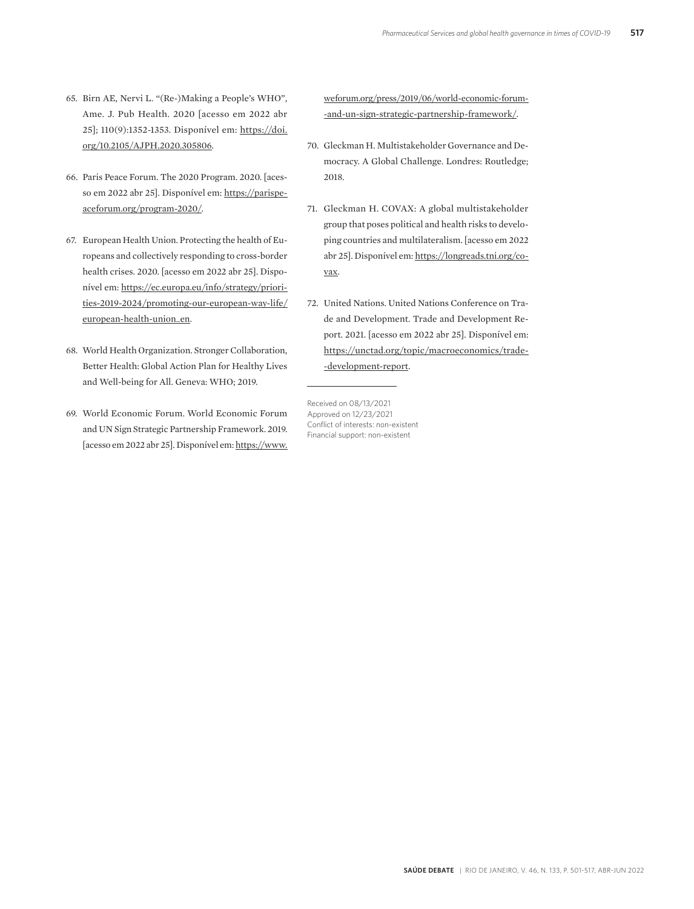65. Birn AE, Nervi L. "(Re-)Making a People's WHO", Ame. J. Pub Health. 2020 [acesso em 2022 abr 25]; 110(9):1352-1353. Disponível em: https://doi.org/10.2105/AJPH.2020.305806.

66. Paris Peace Forum. The 2020 Program. 2020. [acesso em 2022 abr 25]. Disponível em: https://parispeaceforum.org/program-2020/.

67. European Health Union. Protecting the health of Europeans and collectively responding to cross-border health crises. 2020. [acesso em 2022 abr 25]. Disponível em: https://ec.europa.eu/info/strategy/priorities-2019-2024/promoting-our-european-way-life/european-health-union_en.

68. World Health Organization. Stronger Collaboration, Better Health: Global Action Plan for Healthy Lives and Well-being for All. Geneva: WHO; 2019.

69. World Economic Forum. World Economic Forum and UN Sign Strategic Partnership Framework. 2019. [acesso em 2022 abr 25]. Disponível em: https://www.weforum.org/press/2019/06/world-economic-forum-and-un-sign-strategic-partnership-framework/.

70. Gleckman H. Multistakeholder Governance and Democracy. A Global Challenge. Londres: Routledge; 2018.

71. Gleckman H. COVAX: A global multistakeholder group that poses political and health risks to developing countries and multilateralism. [acesso em 2022 abr 25]. Disponível em: https://longreads.tni.org/covax.

72. United Nations. United Nations Conference on Trade and Development. Trade and Development Report. 2021. [acesso em 2022 abr 25]. Disponível em: https://unctad.org/topic/macroeconomics/trade-development-report.

---

Received on 08/13/2021
Approved on 12/23/2021
Conflict of interests: non-existent
Financial support: non-existent